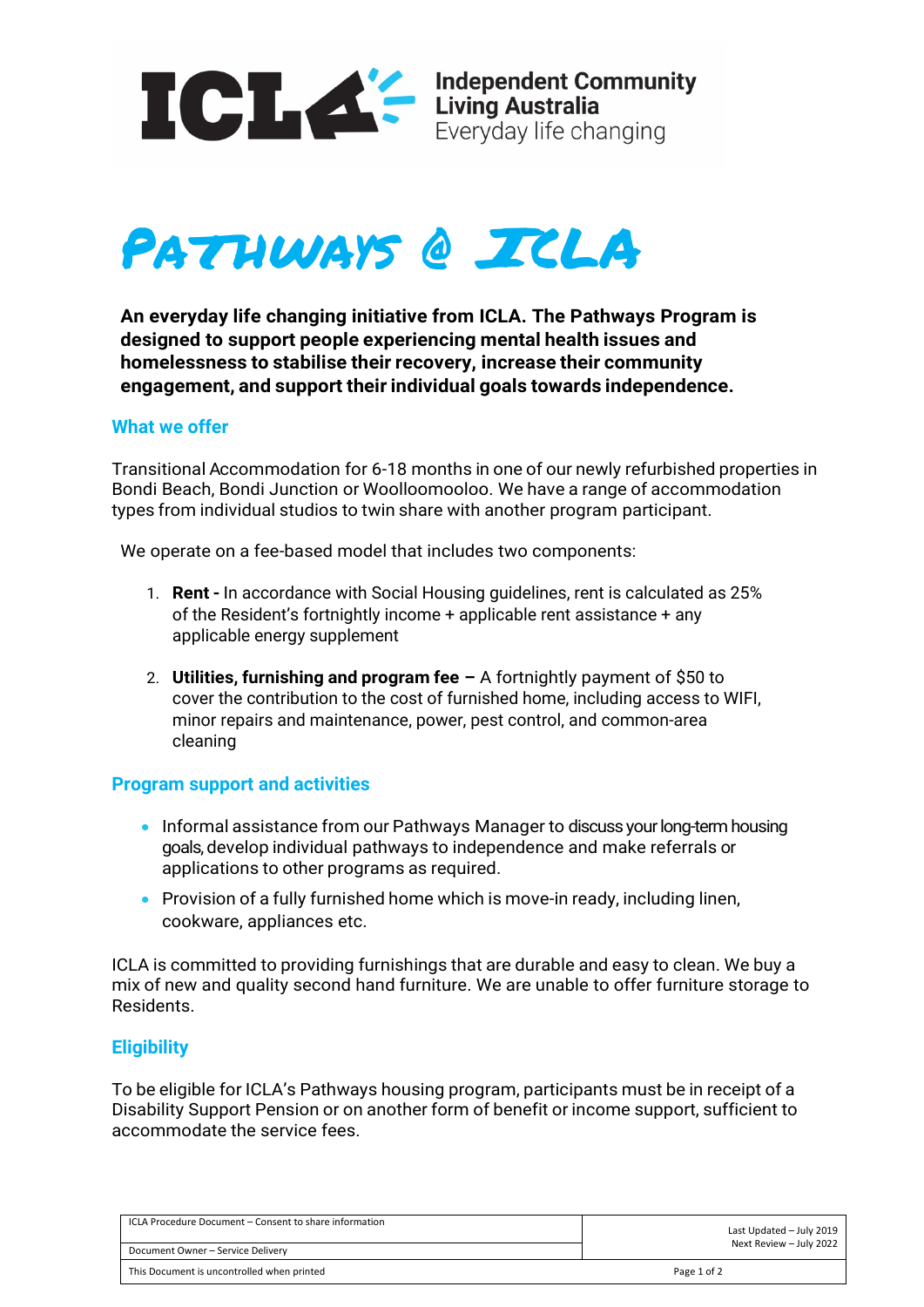**Independent Community Living Australia**
Everyday life changing

# Pathways @ ICLA

**An everyday life changing initiative from ICLA. The Pathways Program is designed to support people experiencing mental health issues and homelessness to stabilise their recovery, increase their community engagement, and support their individual goals towards independence.**

## What we offer

Transitional Accommodation for 6-18 months in one of our newly refurbished properties in Bondi Beach, Bondi Junction or Woolloomooloo. We have a range of accommodation types from individual studios to twin share with another program participant.

We operate on a fee-based model that includes two components:

1. **Rent -** In accordance with Social Housing guidelines, rent is calculated as 25% of the Resident's fortnightly income + applicable rent assistance + any applicable energy supplement
2. **Utilities, furnishing and program fee –** A fortnightly payment of $50 to cover the contribution to the cost of furnished home, including access to WIFI, minor repairs and maintenance, power, pest control, and common-area cleaning

## Program support and activities

- Informal assistance from our Pathways Manager to discuss your long-term housing goals, develop individual pathways to independence and make referrals or applications to other programs as required.
- Provision of a fully furnished home which is move-in ready, including linen, cookware, appliances etc.

ICLA is committed to providing furnishings that are durable and easy to clean. We buy a mix of new and quality second hand furniture. We are unable to offer furniture storage to Residents.

## Eligibility

To be eligible for ICLA's Pathways housing program, participants must be in receipt of a Disability Support Pension or on another form of benefit or income support, sufficient to accommodate the service fees.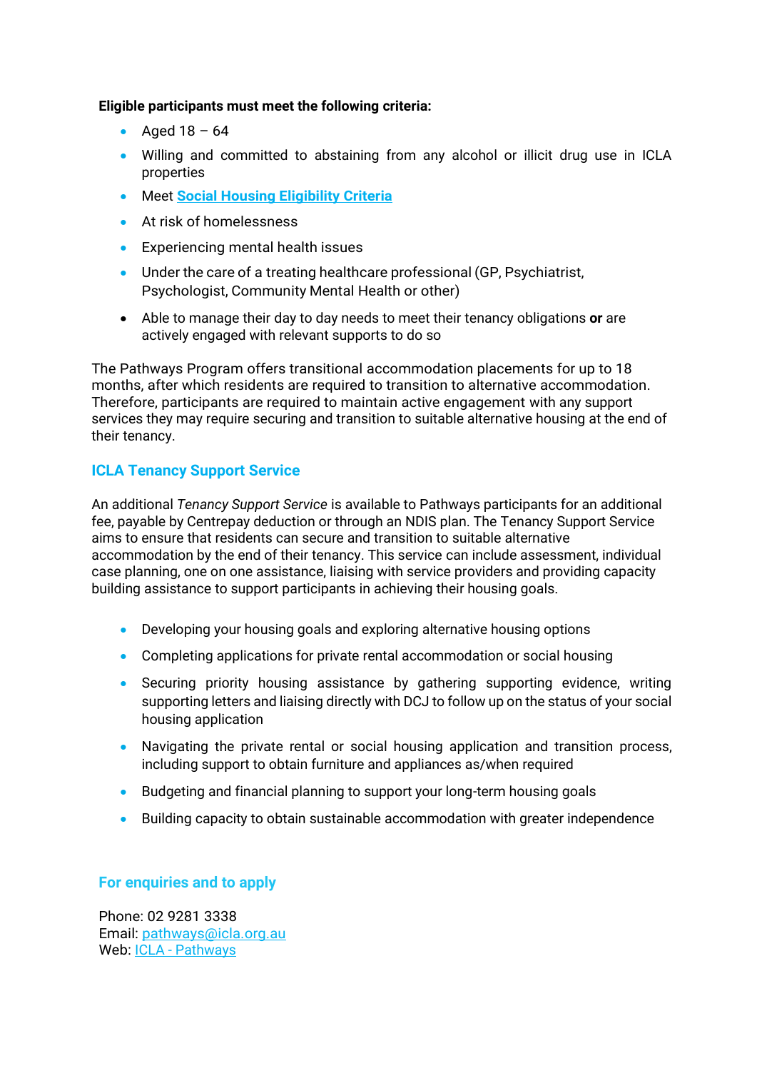**Eligible participants must meet the following criteria:**

- Aged 18 – 64
- Willing and committed to abstaining from any alcohol or illicit drug use in ICLA properties
- Meet **Social Housing Eligibility Criteria**
- At risk of homelessness
- Experiencing mental health issues
- Under the care of a treating healthcare professional (GP, Psychiatrist, Psychologist, Community Mental Health or other)
- Able to manage their day to day needs to meet their tenancy obligations **or** are actively engaged with relevant supports to do so

The Pathways Program offers transitional accommodation placements for up to 18 months, after which residents are required to transition to alternative accommodation. Therefore, participants are required to maintain active engagement with any support services they may require securing and transition to suitable alternative housing at the end of their tenancy.

## ICLA Tenancy Support Service

An additional *Tenancy Support Service* is available to Pathways participants for an additional fee, payable by Centrepay deduction or through an NDIS plan. The Tenancy Support Service aims to ensure that residents can secure and transition to suitable alternative accommodation by the end of their tenancy. This service can include assessment, individual case planning, one on one assistance, liaising with service providers and providing capacity building assistance to support participants in achieving their housing goals.

- Developing your housing goals and exploring alternative housing options
- Completing applications for private rental accommodation or social housing
- Securing priority housing assistance by gathering supporting evidence, writing supporting letters and liaising directly with DCJ to follow up on the status of your social housing application
- Navigating the private rental or social housing application and transition process, including support to obtain furniture and appliances as/when required
- Budgeting and financial planning to support your long-term housing goals
- Building capacity to obtain sustainable accommodation with greater independence

## For enquiries and to apply

Phone: 02 9281 3338
Email: pathways@icla.org.au
Web: ICLA - Pathways